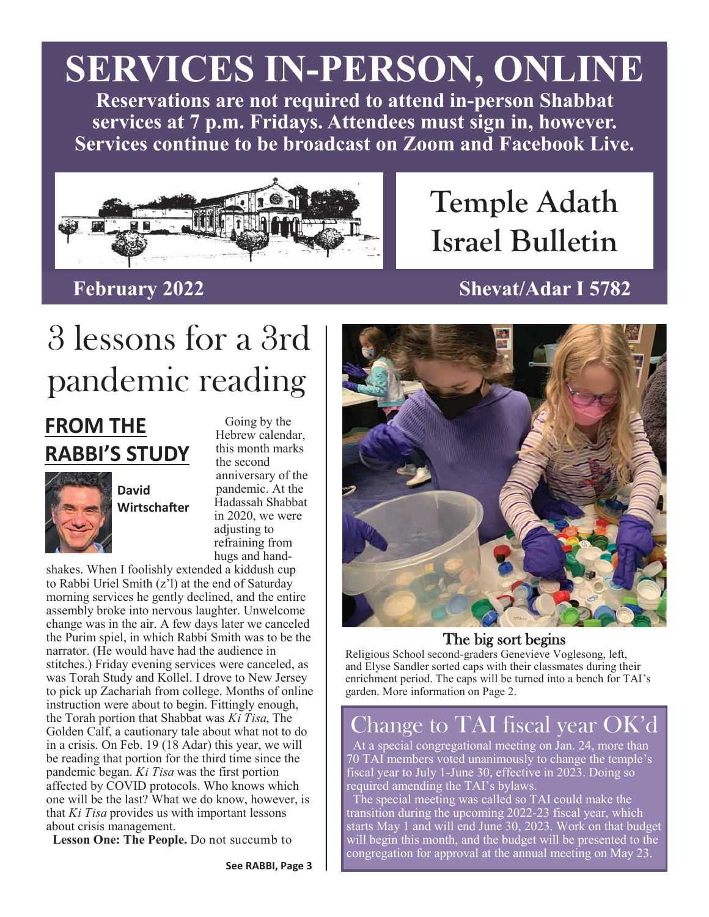# SERVICES IN-PERSON, ONLINE

**Reservations are not required to attend in-person Shabbat services at 7 p.m. Fridays. Attendees must sign in, however. Services continue to be broadcast on Zoom and Facebook Live.**

# Temple Adath Israel Bulletin

**February 2022** **Shevat/Adar I 5782**

## 3 lessons for a 3rd pandemic reading

### FROM THE RABBI'S STUDY

**David Wirtschafter**

Going by the Hebrew calendar, this month marks the second anniversary of the pandemic. At the Hadassah Shabbat in 2020, we were adjusting to refraining from hugs and handshakes. When I foolishly extended a kiddush cup to Rabbi Uriel Smith (z'l) at the end of Saturday morning services he gently declined, and the entire assembly broke into nervous laughter. Unwelcome change was in the air. A few days later we canceled the Purim spiel, in which Rabbi Smith was to be the narrator. (He would have had the audience in stitches.) Friday evening services were canceled, as was Torah Study and Kollel. I drove to New Jersey to pick up Zachariah from college. Months of online instruction were about to begin. Fittingly enough, the Torah portion that Shabbat was *Ki Tisa*, The Golden Calf, a cautionary tale about what not to do in a crisis. On Feb. 19 (18 Adar) this year, we will be reading that portion for the third time since the pandemic began. *Ki Tisa* was the first portion affected by COVID protocols. Who knows which one will be the last? What we do know, however, is that *Ki Tisa* provides us with important lessons about crisis management.

**Lesson One: The People.** Do not succumb to

**See RABBI, Page 3**

### The big sort begins

Religious School second-graders Genevieve Voglesong, left, and Elyse Sandler sorted caps with their classmates during their enrichment period. The caps will be turned into a bench for TAI's garden. More information on Page 2.

## Change to TAI fiscal year OK'd

At a special congregational meeting on Jan. 24, more than 70 TAI members voted unanimously to change the temple's fiscal year to July 1-June 30, effective in 2023. Doing so required amending the TAI's bylaws.

The special meeting was called so TAI could make the transition during the upcoming 2022-23 fiscal year, which starts May 1 and will end June 30, 2023. Work on that budget will begin this month, and the budget will be presented to the congregation for approval at the annual meeting on May 23.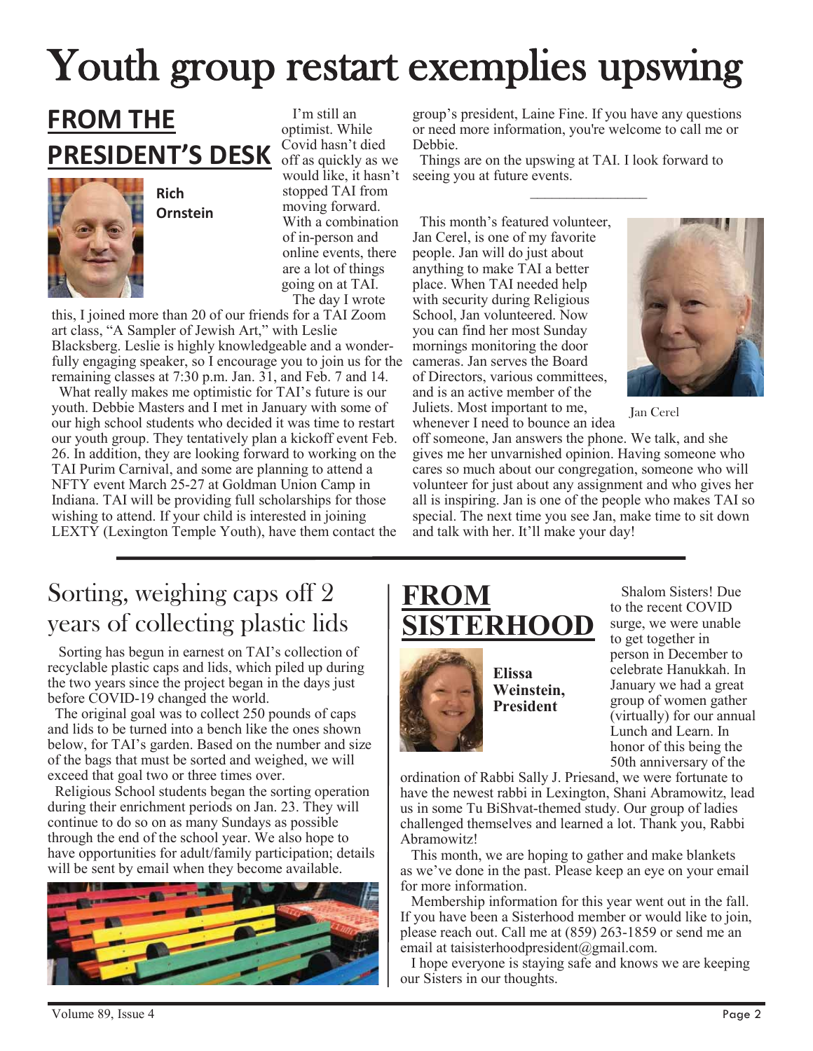# Youth group restart exemplifies upswing

## FROM THE PRESIDENT'S DESK

**Rich Ornstein**

I'm still an optimist. While Covid hasn't died off as quickly as we would like, it hasn't stopped TAI from moving forward. With a combination of in-person and online events, there are a lot of things going on at TAI.

The day I wrote this, I joined more than 20 of our friends for a TAI Zoom art class, "A Sampler of Jewish Art," with Leslie Blacksberg. Leslie is highly knowledgeable and a wonderfully engaging speaker, so I encourage you to join us for the remaining classes at 7:30 p.m. Jan. 31, and Feb. 7 and 14.

What really makes me optimistic for TAI's future is our youth. Debbie Masters and I met in January with some of our high school students who decided it was time to restart our youth group. They tentatively plan a kickoff event Feb. 26. In addition, they are looking forward to working on the TAI Purim Carnival, and some are planning to attend a NFTY event March 25-27 at Goldman Union Camp in Indiana. TAI will be providing full scholarships for those wishing to attend. If your child is interested in joining LEXTY (Lexington Temple Youth), have them contact the group's president, Laine Fine. If you have any questions or need more information, you're welcome to call me or Debbie.

Things are on the upswing at TAI. I look forward to seeing you at future events.

---

This month's featured volunteer, Jan Cerel, is one of my favorite people. Jan will do just about anything to make TAI a better place. When TAI needed help with security during Religious School, Jan volunteered. Now you can find her most Sunday mornings monitoring the door cameras. Jan serves the Board of Directors, various committees, and is an active member of the Juliets. Most important to me, whenever I need to bounce an idea off someone, Jan answers the phone. We talk, and she gives me her unvarnished opinion. Having someone who cares so much about our congregation, someone who will volunteer for just about any assignment and who gives her all is inspiring. Jan is one of the people who makes TAI so special. The next time you see Jan, make time to sit down and talk with her. It'll make your day!

Jan Cerel

---

## Sorting, weighing caps off 2 years of collecting plastic lids

Sorting has begun in earnest on TAI's collection of recyclable plastic caps and lids, which piled up during the two years since the project began in the days just before COVID-19 changed the world.

The original goal was to collect 250 pounds of caps and lids to be turned into a bench like the ones shown below, for TAI's garden. Based on the number and size of the bags that must be sorted and weighed, we will exceed that goal two or three times over.

Religious School students began the sorting operation during their enrichment periods on Jan. 23. They will continue to do so on as many Sundays as possible through the end of the school year. We also hope to have opportunities for adult/family participation; details will be sent by email when they become available.

## FROM SISTERHOOD

**Elissa Weinstein, President**

Shalom Sisters! Due to the recent COVID surge, we were unable to get together in person in December to celebrate Hanukkah. In January we had a great group of women gather (virtually) for our annual Lunch and Learn. In honor of this being the 50th anniversary of the ordination of Rabbi Sally J. Priesand, we were fortunate to have the newest rabbi in Lexington, Shani Abramowitz, lead us in some Tu BiShvat-themed study. Our group of ladies challenged themselves and learned a lot. Thank you, Rabbi Abramowitz!

This month, we are hoping to gather and make blankets as we've done in the past. Please keep an eye on your email for more information.

Membership information for this year went out in the fall. If you have been a Sisterhood member or would like to join, please reach out. Call me at (859) 263-1859 or send me an email at taisisterhoodpresident@gmail.com.

I hope everyone is staying safe and knows we are keeping our Sisters in our thoughts.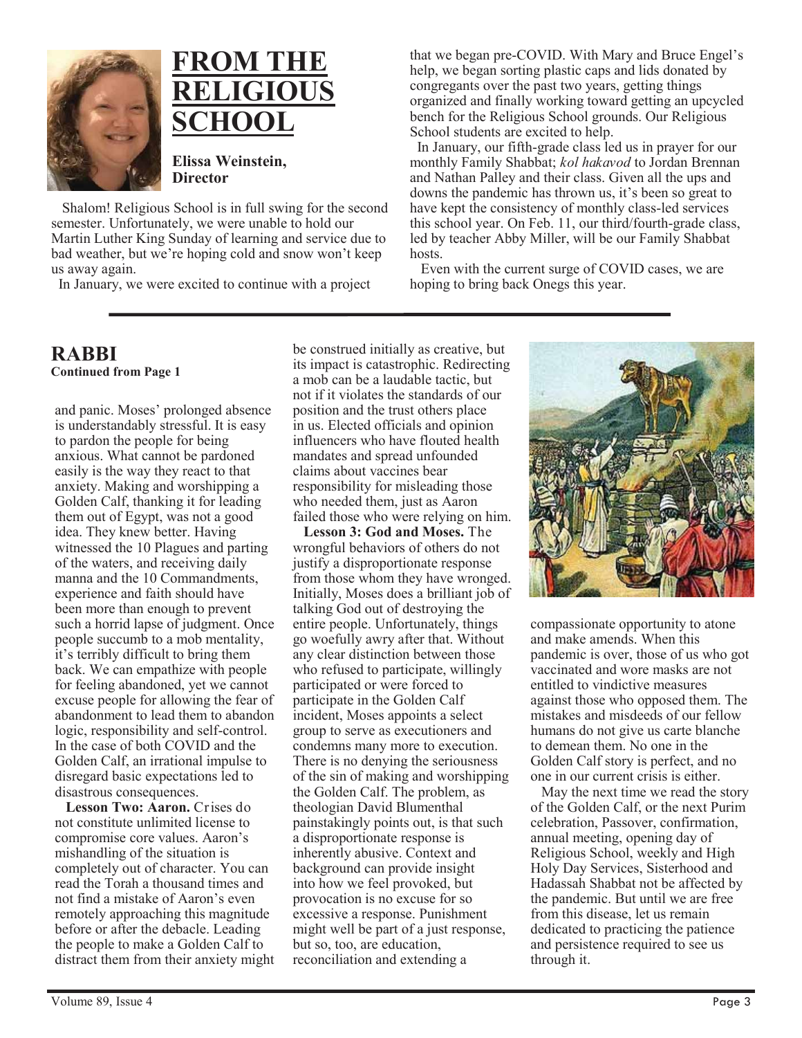# FROM THE RELIGIOUS SCHOOL

**Elissa Weinstein, Director**

Shalom! Religious School is in full swing for the second semester. Unfortunately, we were unable to hold our Martin Luther King Sunday of learning and service due to bad weather, but we're hoping cold and snow won't keep us away again.

In January, we were excited to continue with a project that we began pre-COVID. With Mary and Bruce Engel's help, we began sorting plastic caps and lids donated by congregants over the past two years, getting things organized and finally working toward getting an upcycled bench for the Religious School grounds. Our Religious School students are excited to help.

In January, our fifth-grade class led us in prayer for our monthly Family Shabbat; *kol hakavod* to Jordan Brennan and Nathan Palley and their class. Given all the ups and downs the pandemic has thrown us, it's been so great to have kept the consistency of monthly class-led services this school year. On Feb. 11, our third/fourth-grade class, led by teacher Abby Miller, will be our Family Shabbat hosts.

Even with the current surge of COVID cases, we are hoping to bring back Onegs this year.

## RABBI

**Continued from Page 1**

and panic. Moses' prolonged absence is understandably stressful. It is easy to pardon the people for being anxious. What cannot be pardoned easily is the way they react to that anxiety. Making and worshipping a Golden Calf, thanking it for leading them out of Egypt, was not a good idea. They knew better. Having witnessed the 10 Plagues and parting of the waters, and receiving daily manna and the 10 Commandments, experience and faith should have been more than enough to prevent such a horrid lapse of judgment. Once people succumb to a mob mentality, it's terribly difficult to bring them back. We can empathize with people for feeling abandoned, yet we cannot excuse people for allowing the fear of abandonment to lead them to abandon logic, responsibility and self-control. In the case of both COVID and the Golden Calf, an irrational impulse to disregard basic expectations led to disastrous consequences.

**Lesson Two: Aaron.** Crises do not constitute unlimited license to compromise core values. Aaron's mishandling of the situation is completely out of character. You can read the Torah a thousand times and not find a mistake of Aaron's even remotely approaching this magnitude before or after the debacle. Leading the people to make a Golden Calf to distract them from their anxiety might be construed initially as creative, but its impact is catastrophic. Redirecting a mob can be a laudable tactic, but not if it violates the standards of our position and the trust others place in us. Elected officials and opinion influencers who have flouted health mandates and spread unfounded claims about vaccines bear responsibility for misleading those who needed them, just as Aaron failed those who were relying on him.

**Lesson 3: God and Moses.** The wrongful behaviors of others do not justify a disproportionate response from those whom they have wronged. Initially, Moses does a brilliant job of talking God out of destroying the entire people. Unfortunately, things go woefully awry after that. Without any clear distinction between those who refused to participate, willingly participated or were forced to participate in the Golden Calf incident, Moses appoints a select group to serve as executioners and condemns many more to execution. There is no denying the seriousness of the sin of making and worshipping the Golden Calf. The problem, as theologian David Blumenthal painstakingly points out, is that such a disproportionate response is inherently abusive. Context and background can provide insight into how we feel provoked, but provocation is no excuse for so excessive a response. Punishment might well be part of a just response, but so, too, are education, reconciliation and extending a compassionate opportunity to atone and make amends. When this pandemic is over, those of us who got vaccinated and wore masks are not entitled to vindictive measures against those who opposed them. The mistakes and misdeeds of our fellow humans do not give us carte blanche to demean them. No one in the Golden Calf story is perfect, and no one in our current crisis is either.

May the next time we read the story of the Golden Calf, or the next Purim celebration, Passover, confirmation, annual meeting, opening day of Religious School, weekly and High Holy Day Services, Sisterhood and Hadassah Shabbat not be affected by the pandemic. But until we are free from this disease, let us remain dedicated to practicing the patience and persistence required to see us through it.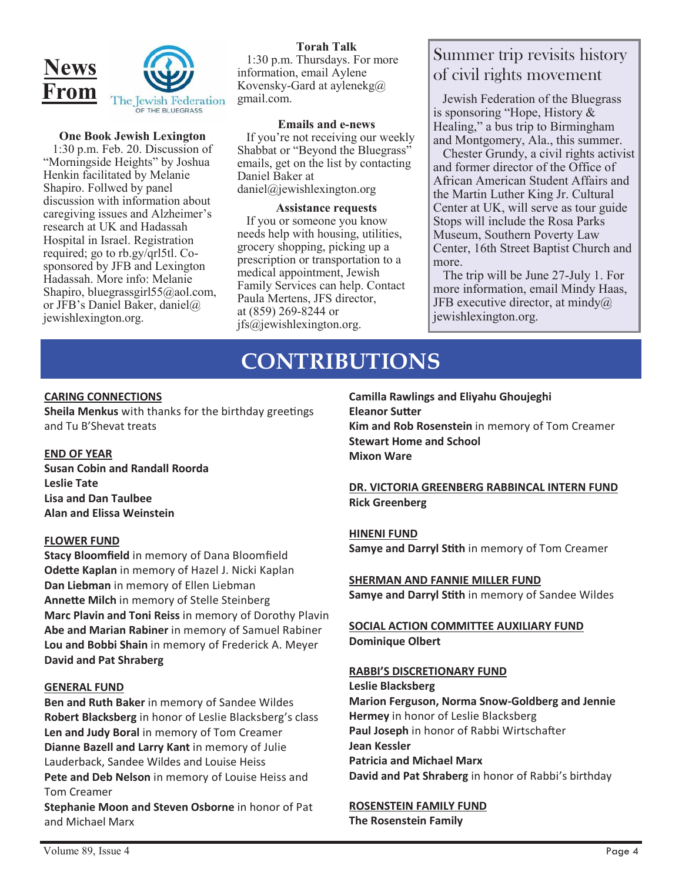# News From The Jewish Federation OF THE BLUEGRASS

### One Book Jewish Lexington

1:30 p.m. Feb. 20. Discussion of "Morningside Heights" by Joshua Henkin facilitated by Melanie Shapiro. Follwed by panel discussion with information about caregiving issues and Alzheimer's research at UK and Hadassah Hospital in Israel. Registration required; go to rb.gy/qrl5tl. Co-sponsored by JFB and Lexington Hadassah. More info: Melanie Shapiro, bluegrassgirl55@aol.com, or JFB's Daniel Baker, daniel@jewishlexington.org.

### Torah Talk

1:30 p.m. Thursdays. For more information, email Aylene Kovensky-Gard at aylenekg@gmail.com.

### Emails and e-news

If you're not receiving our weekly Shabbat or "Beyond the Bluegrass" emails, get on the list by contacting Daniel Baker at daniel@jewishlexington.org

### Assistance requests

If you or someone you know needs help with housing, utilities, grocery shopping, picking up a prescription or transportation to a medical appointment, Jewish Family Services can help. Contact Paula Mertens, JFS director, at (859) 269-8244 or jfs@jewishlexington.org.

## Summer trip revisits history of civil rights movement

Jewish Federation of the Bluegrass is sponsoring "Hope, History & Healing," a bus trip to Birmingham and Montgomery, Ala., this summer.

Chester Grundy, a civil rights activist and former director of the Office of African American Student Affairs and the Martin Luther King Jr. Cultural Center at UK, will serve as tour guide Stops will include the Rosa Parks Museum, Southern Poverty Law Center, 16th Street Baptist Church and more.

The trip will be June 27-July 1. For more information, email Mindy Haas, JFB executive director, at mindy@jewishlexington.org.

# CONTRIBUTIONS

**CARING CONNECTIONS**

**Sheila Menkus** with thanks for the birthday greetings and Tu B'Shevat treats

**END OF YEAR**

**Susan Cobin and Randall Roorda**
**Leslie Tate**
**Lisa and Dan Taulbee**
**Alan and Elissa Weinstein**

**FLOWER FUND**

**Stacy Bloomfield** in memory of Dana Bloomfield
**Odette Kaplan** in memory of Hazel J. Nicki Kaplan
**Dan Liebman** in memory of Ellen Liebman
**Annette Milch** in memory of Stelle Steinberg
**Marc Plavin and Toni Reiss** in memory of Dorothy Plavin
**Abe and Marian Rabiner** in memory of Samuel Rabiner
**Lou and Bobbi Shain** in memory of Frederick A. Meyer
**David and Pat Shraberg**

**GENERAL FUND**

**Ben and Ruth Baker** in memory of Sandee Wildes
**Robert Blacksberg** in honor of Leslie Blacksberg's class
**Len and Judy Boral** in memory of Tom Creamer
**Dianne Bazell and Larry Kant** in memory of Julie Lauderback, Sandee Wildes and Louise Heiss
**Pete and Deb Nelson** in memory of Louise Heiss and Tom Creamer
**Stephanie Moon and Steven Osborne** in honor of Pat and Michael Marx
**Camilla Rawlings and Eliyahu Ghoujeghi**
**Eleanor Sutter**
**Kim and Rob Rosenstein** in memory of Tom Creamer
**Stewart Home and School**
**Mixon Ware**

**DR. VICTORIA GREENBERG RABBINCAL INTERN FUND**

**Rick Greenberg**

**HINENI FUND**

**Samye and Darryl Stith** in memory of Tom Creamer

**SHERMAN AND FANNIE MILLER FUND**

**Samye and Darryl Stith** in memory of Sandee Wildes

**SOCIAL ACTION COMMITTEE AUXILIARY FUND**

**Dominique Olbert**

**RABBI'S DISCRETIONARY FUND**

**Leslie Blacksberg**
**Marion Ferguson, Norma Snow-Goldberg and Jennie Hermey** in honor of Leslie Blacksberg
**Paul Joseph** in honor of Rabbi Wirtschafter
**Jean Kessler**
**Patricia and Michael Marx**
**David and Pat Shraberg** in honor of Rabbi's birthday

**ROSENSTEIN FAMILY FUND**

**The Rosenstein Family**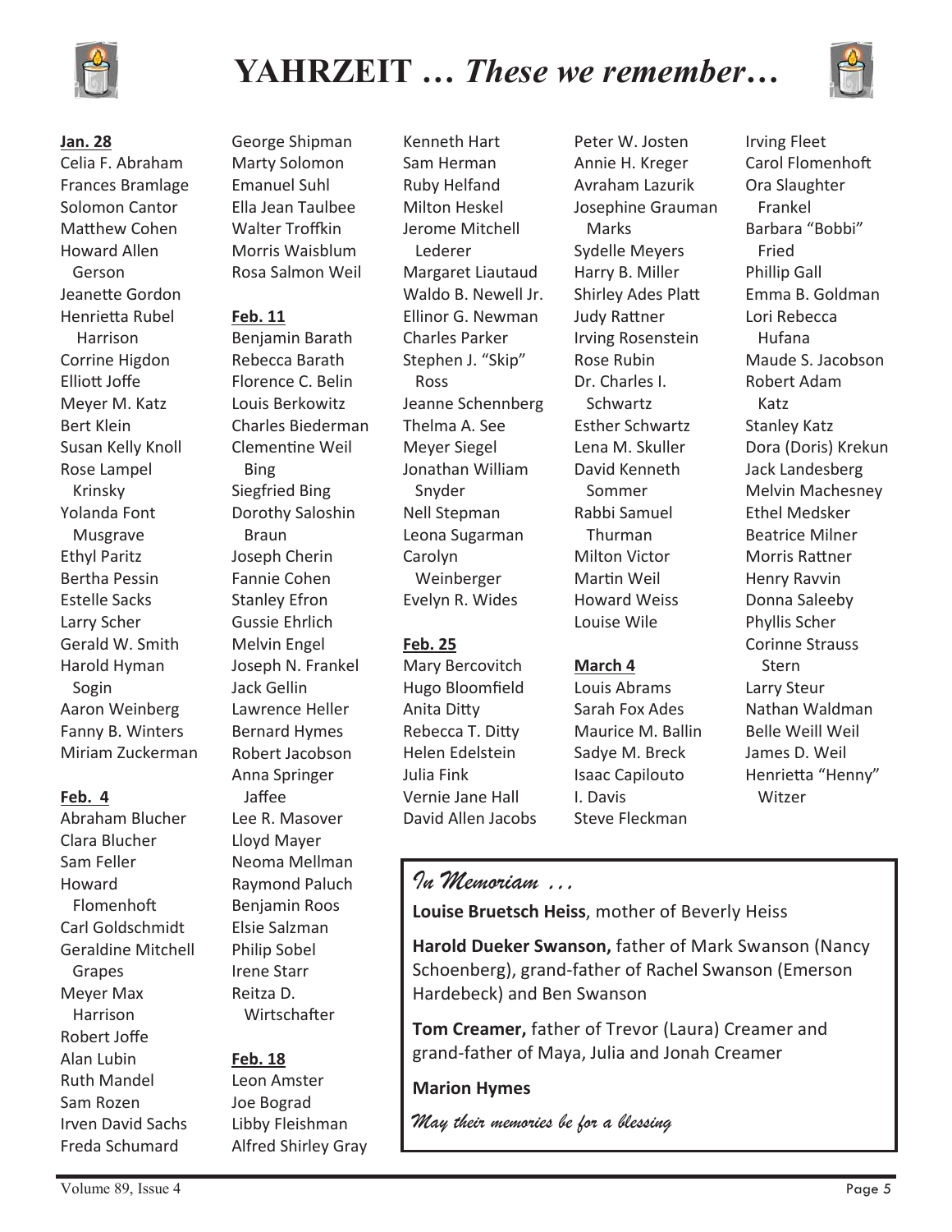# YAHRZEIT … *These we remember…*

**Jan. 28**

Celia F. Abraham
Frances Bramlage
Solomon Cantor
Matthew Cohen
Howard Allen Gerson
Jeanette Gordon
Henrietta Rubel Harrison
Corrine Higdon
Elliott Joffe
Meyer M. Katz
Bert Klein
Susan Kelly Knoll
Rose Lampel Krinsky
Yolanda Font Musgrave
Ethyl Paritz
Bertha Pessin
Estelle Sacks
Larry Scher
Gerald W. Smith
Harold Hyman Sogin
Aaron Weinberg
Fanny B. Winters
Miriam Zuckerman

**Feb. 4**

Abraham Blucher
Clara Blucher
Sam Feller
Howard Flomenhoft
Carl Goldschmidt
Geraldine Mitchell Grapes
Meyer Max Harrison
Robert Joffe
Alan Lubin
Ruth Mandel
Sam Rozen
Irven David Sachs
Freda Schumard
George Shipman
Marty Solomon
Emanuel Suhl
Ella Jean Taulbee
Walter Troffkin
Morris Waisblum
Rosa Salmon Weil

**Feb. 11**

Benjamin Barath
Rebecca Barath
Florence C. Belin
Louis Berkowitz
Charles Biederman
Clementine Weil Bing
Siegfried Bing
Dorothy Saloshin Braun
Joseph Cherin
Fannie Cohen
Stanley Efron
Gussie Ehrlich
Melvin Engel
Joseph N. Frankel
Jack Gellin
Lawrence Heller
Bernard Hymes
Robert Jacobson
Anna Springer Jaffee
Lee R. Masover
Lloyd Mayer
Neoma Mellman
Raymond Paluch
Benjamin Roos
Elsie Salzman
Philip Sobel
Irene Starr
Reitza D. Wirtschafter

**Feb. 18**

Leon Amster
Joe Bograd
Libby Fleishman
Alfred Shirley Gray
Kenneth Hart
Sam Herman
Ruby Helfand
Milton Heskel
Jerome Mitchell Lederer
Margaret Liautaud
Waldo B. Newell Jr.
Ellinor G. Newman
Charles Parker
Stephen J. "Skip" Ross
Jeanne Schennberg
Thelma A. See
Meyer Siegel
Jonathan William Snyder
Nell Stepman
Leona Sugarman
Carolyn Weinberger
Evelyn R. Wides

**Feb. 25**

Mary Bercovitch
Hugo Bloomfield
Anita Ditty
Rebecca T. Ditty
Helen Edelstein
Julia Fink
Vernie Jane Hall
David Allen Jacobs
Peter W. Josten
Annie H. Kreger
Avraham Lazurik
Josephine Grauman Marks
Sydelle Meyers
Harry B. Miller
Shirley Ades Platt
Judy Rattner
Irving Rosenstein
Rose Rubin
Dr. Charles I. Schwartz
Esther Schwartz
Lena M. Skuller
David Kenneth Sommer
Rabbi Samuel Thurman
Milton Victor
Martin Weil
Howard Weiss
Louise Wile

**March 4**

Louis Abrams
Sarah Fox Ades
Maurice M. Ballin
Sadye M. Breck
Isaac Capilouto
I. Davis
Steve Fleckman
Irving Fleet
Carol Flomenhoft
Ora Slaughter Frankel
Barbara "Bobbi" Fried
Phillip Gall
Emma B. Goldman
Lori Rebecca Hufana
Maude S. Jacobson
Robert Adam Katz
Stanley Katz
Dora (Doris) Krekun
Jack Landesberg
Melvin Machesney
Ethel Medsker
Beatrice Milner
Morris Rattner
Henry Ravvin
Donna Saleeby
Phyllis Scher
Corinne Strauss Stern
Larry Steur
Nathan Waldman
Belle Weill Weil
James D. Weil
Henrietta "Henny" Witzer

## *In Memoriam …*

**Louise Bruetsch Heiss**, mother of Beverly Heiss

**Harold Dueker Swanson,** father of Mark Swanson (Nancy Schoenberg), grand-father of Rachel Swanson (Emerson Hardebeck) and Ben Swanson

**Tom Creamer,** father of Trevor (Laura) Creamer and grand-father of Maya, Julia and Jonah Creamer

**Marion Hymes**

*May their memories be for a blessing*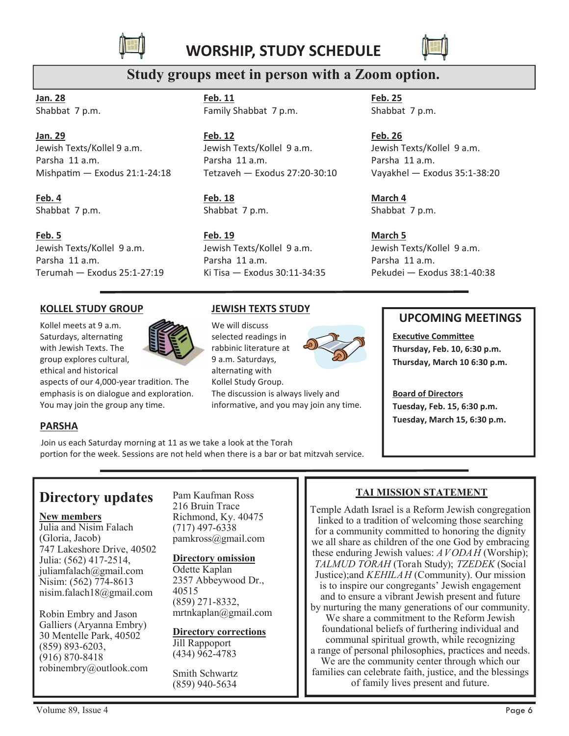# WORSHIP, STUDY SCHEDULE

## Study groups meet in person with a Zoom option.

**Jan. 28**
Shabbat 7 p.m.

**Jan. 29**
Jewish Texts/Kollel 9 a.m.
Parsha 11 a.m.
Mishpatim — Exodus 21:1-24:18

**Feb. 4**
Shabbat 7 p.m.

**Feb. 5**
Jewish Texts/Kollel 9 a.m.
Parsha 11 a.m.
Terumah — Exodus 25:1-27:19

**Feb. 11**
Family Shabbat 7 p.m.

**Feb. 12**
Jewish Texts/Kollel 9 a.m.
Parsha 11 a.m.
Tetzaveh — Exodus 27:20-30:10

**Feb. 18**
Shabbat 7 p.m.

**Feb. 19**
Jewish Texts/Kollel 9 a.m.
Parsha 11 a.m.
Ki Tisa — Exodus 30:11-34:35

**Feb. 25**
Shabbat 7 p.m.

**Feb. 26**
Jewish Texts/Kollel 9 a.m.
Parsha 11 a.m.
Vayakhel — Exodus 35:1-38:20

**March 4**
Shabbat 7 p.m.

**March 5**
Jewish Texts/Kollel 9 a.m.
Parsha 11 a.m.
Pekudei — Exodus 38:1-40:38

### KOLLEL STUDY GROUP

Kollel meets at 9 a.m. Saturdays, alternating with Jewish Texts. The group explores cultural, ethical and historical aspects of our 4,000-year tradition. The emphasis is on dialogue and exploration. You may join the group any time.

### JEWISH TEXTS STUDY

We will discuss selected readings in rabbinic literature at 9 a.m. Saturdays, alternating with Kollel Study Group. The discussion is always lively and informative, and you may join any time.

### PARSHA

Join us each Saturday morning at 11 as we take a look at the Torah portion for the week. Sessions are not held when there is a bar or bat mitzvah service.

### UPCOMING MEETINGS

**Executive Committee**
**Thursday, Feb. 10, 6:30 p.m.**
**Thursday, March 10 6:30 p.m.**

**Board of Directors**
**Tuesday, Feb. 15, 6:30 p.m.**
**Tuesday, March 15, 6:30 p.m.**

## Directory updates

**New members**
Julia and Nisim Falach
(Gloria, Jacob)
747 Lakeshore Drive, 40502
Julia: (562) 417-2514,
juliamfalach@gmail.com
Nisim: (562) 774-8613
nisim.falach18@gmail.com

Robin Embry and Jason Galliers (Aryanna Embry)
30 Mentelle Park, 40502
(859) 893-6203,
(916) 870-8418
robinembry@outlook.com

Pam Kaufman Ross
216 Bruin Trace
Richmond, Ky. 40475
(717) 497-6338
pamkross@gmail.com

**Directory omission**
Odette Kaplan
2357 Abbeywood Dr., 40515
(859) 271-8332,
mrtnkaplan@gmail.com

**Directory corrections**
Jill Rappoport
(434) 962-4783

Smith Schwartz
(859) 940-5634

### TAI MISSION STATEMENT

Temple Adath Israel is a Reform Jewish congregation linked to a tradition of welcoming those searching for a community committed to honoring the dignity we all share as children of the one God by embracing these enduring Jewish values: *AVODAH* (Worship); *TALMUD TORAH* (Torah Study); *TZEDEK* (Social Justice);and *KEHILAH* (Community). Our mission is to inspire our congregants' Jewish engagement and to ensure a vibrant Jewish present and future by nurturing the many generations of our community. We share a commitment to the Reform Jewish foundational beliefs of furthering individual and communal spiritual growth, while recognizing a range of personal philosophies, practices and needs. We are the community center through which our families can celebrate faith, justice, and the blessings of family lives present and future.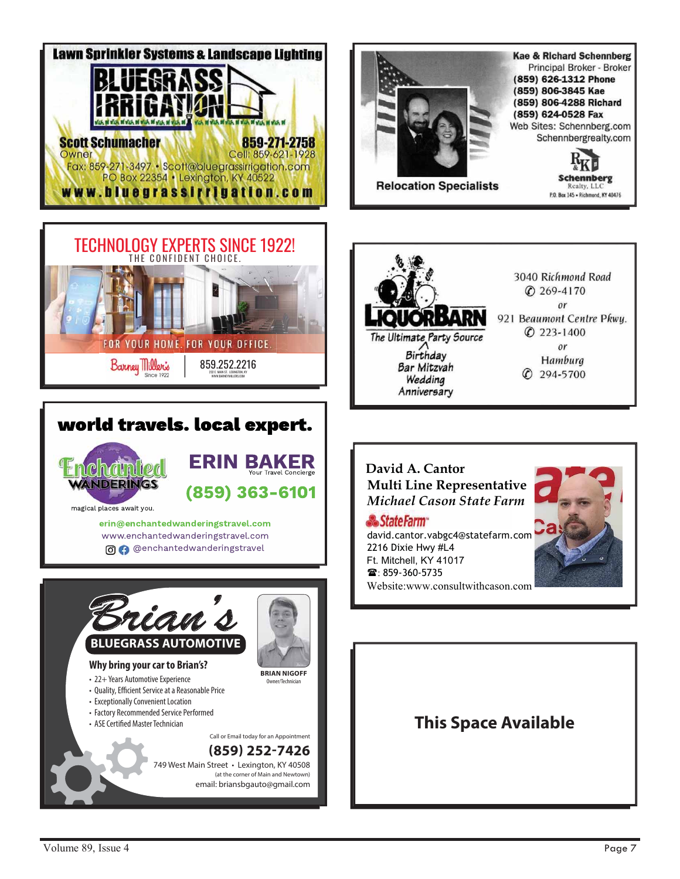**Lawn Sprinkler Systems & Landscape Lighting**

**BLUEGRASS IRRIGATION**

**Scott Schumacher** — **859-271-2758**
Owner — Cell: 859-621-1928
Fax: 859-271-3497 • Scott@bluegrassirrigation.com
PO Box 22354 • Lexington, KY 40522
**www.bluegrassirrigation.com**

---

**Kae & Richard Schennberg**
Principal Broker - Broker
**(859) 626-1312 Phone**
**(859) 806-3845 Kae**
**(859) 806-4288 Richard**
**(859) 624-0528 Fax**
Web Sites: Schennberg.com
Schennbergrealty.com

**Relocation Specialists**

**Schennberg** Realty, LLC
P.O. Box 145 • Richmond, KY 40476

---

**TECHNOLOGY EXPERTS SINCE 1922!**
THE CONFIDENT CHOICE.

FOR YOUR HOME. FOR YOUR OFFICE.

Barney Miller's Since 1922 — 859.252.2216
232 E. MAIN ST. LEXINGTON, KY
WWW.BARNEYMILLERS.COM

---

**LIQUORBARN**
The Ultimate Party Source
Birthday
Bar Mitzvah
Wedding
Anniversary

3040 Richmond Road
✆ 269-4170
or
921 Beaumont Centre Pkwy.
✆ 223-1400
or
Hamburg
✆ 294-5700

---

**world travels. local expert.**

Enchanted Wanderings
magical places await you.

**ERIN BAKER**
Your Travel Concierge
**(859) 363-6101**

erin@enchantedwanderingstravel.com
www.enchantedwanderingstravel.com
@enchantedwanderingstravel

---

**David A. Cantor**
**Multi Line Representative**
***Michael Cason State Farm***

State Farm
david.cantor.vabgc4@statefarm.com
2216 Dixie Hwy #L4
Ft. Mitchell, KY 41017
☎: 859-360-5735
Website:www.consultwithcason.com

---

**Brian's BLUEGRASS AUTOMOTIVE**

**BRIAN NIGOFF**
Owner/Technician

**Why bring your car to Brian's?**

- 22+ Years Automotive Experience
- Quality, Efficient Service at a Reasonable Price
- Exceptionally Convenient Location
- Factory Recommended Service Performed
- ASE Certified Master Technician

Call or Email today for an Appointment
**(859) 252-7426**
749 West Main Street • Lexington, KY 40508
(at the corner of Main and Newtown)
email: briansbgauto@gmail.com

---

**This Space Available**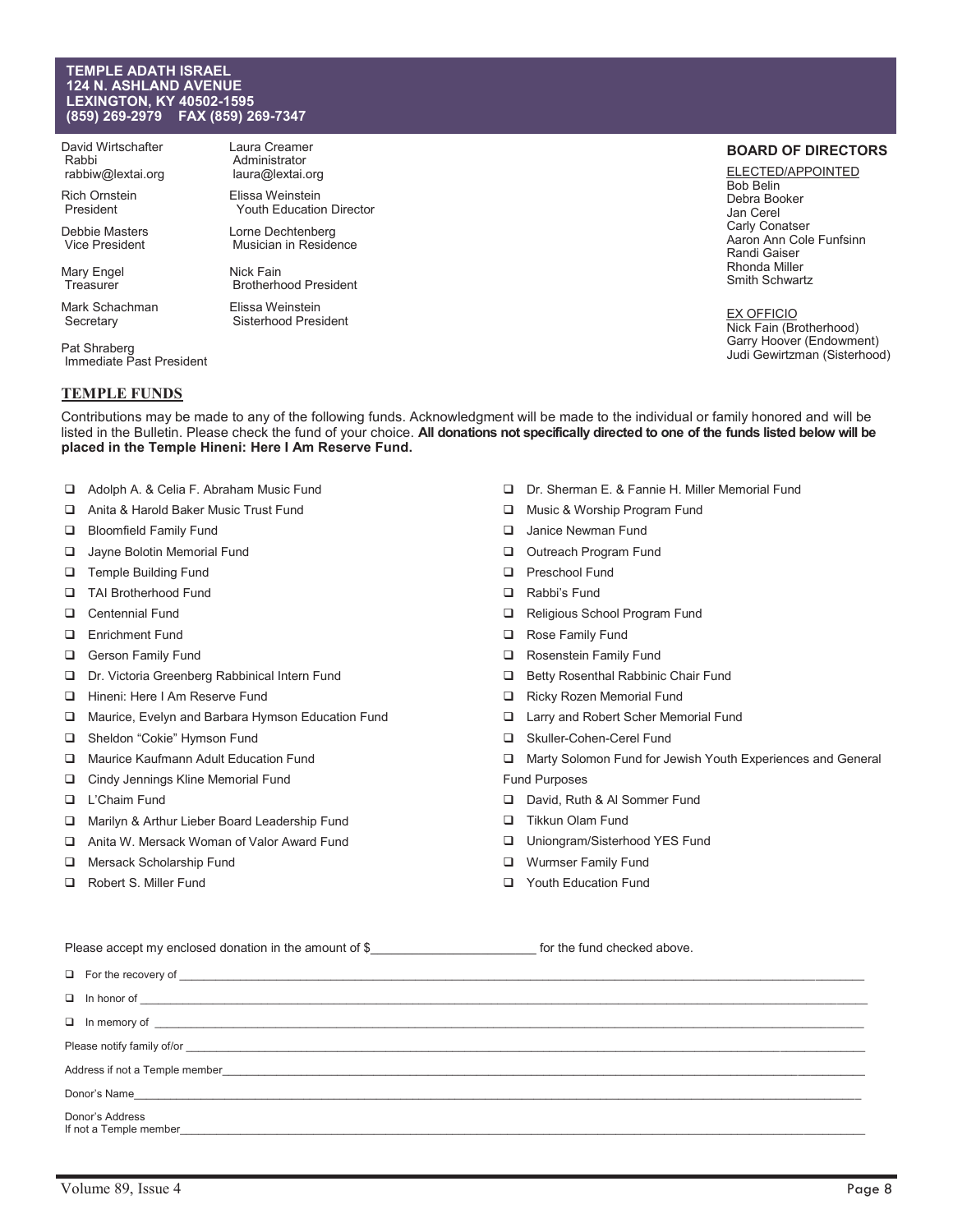**TEMPLE ADATH ISRAEL**
**124 N. ASHLAND AVENUE**
**LEXINGTON, KY 40502-1595**
**(859) 269-2979 FAX (859) 269-7347**

David Wirtschafter
Rabbi
rabbiw@lextai.org

Rich Ornstein
President

Debbie Masters
Vice President

Mary Engel
Treasurer

Mark Schachman
Secretary

Pat Shraberg
Immediate Past President

Laura Creamer
Administrator
laura@lextai.org

Elissa Weinstein
Youth Education Director

Lorne Dechtenberg
Musician in Residence

Nick Fain
Brotherhood President

Elissa Weinstein
Sisterhood President

**BOARD OF DIRECTORS**

ELECTED/APPOINTED
Bob Belin
Debra Booker
Jan Cerel
Carly Conatser
Aaron Ann Cole Funfsinn
Randi Gaiser
Rhonda Miller
Smith Schwartz

EX OFFICIO
Nick Fain (Brotherhood)
Garry Hoover (Endowment)
Judi Gewirtzman (Sisterhood)

## TEMPLE FUNDS

Contributions may be made to any of the following funds. Acknowledgment will be made to the individual or family honored and will be listed in the Bulletin. Please check the fund of your choice. **All donations not specifically directed to one of the funds listed below will be placed in the Temple Hineni: Here I Am Reserve Fund.**

- ❑ Adolph A. & Celia F. Abraham Music Fund
- ❑ Anita & Harold Baker Music Trust Fund
- ❑ Bloomfield Family Fund
- ❑ Jayne Bolotin Memorial Fund
- ❑ Temple Building Fund
- ❑ TAI Brotherhood Fund
- ❑ Centennial Fund
- ❑ Enrichment Fund
- ❑ Gerson Family Fund
- ❑ Dr. Victoria Greenberg Rabbinical Intern Fund
- ❑ Hineni: Here I Am Reserve Fund
- ❑ Maurice, Evelyn and Barbara Hymson Education Fund
- ❑ Sheldon "Cokie" Hymson Fund
- ❑ Maurice Kaufmann Adult Education Fund
- ❑ Cindy Jennings Kline Memorial Fund
- ❑ L'Chaim Fund
- ❑ Marilyn & Arthur Lieber Board Leadership Fund
- ❑ Anita W. Mersack Woman of Valor Award Fund
- ❑ Mersack Scholarship Fund
- ❑ Robert S. Miller Fund
- ❑ Dr. Sherman E. & Fannie H. Miller Memorial Fund
- ❑ Music & Worship Program Fund
- ❑ Janice Newman Fund
- ❑ Outreach Program Fund
- ❑ Preschool Fund
- ❑ Rabbi's Fund
- ❑ Religious School Program Fund
- ❑ Rose Family Fund
- ❑ Rosenstein Family Fund
- ❑ Betty Rosenthal Rabbinic Chair Fund
- ❑ Ricky Rozen Memorial Fund
- ❑ Larry and Robert Scher Memorial Fund
- ❑ Skuller-Cohen-Cerel Fund
- ❑ Marty Solomon Fund for Jewish Youth Experiences and General Fund Purposes
- ❑ David, Ruth & Al Sommer Fund
- ❑ Tikkun Olam Fund
- ❑ Uniongram/Sisterhood YES Fund
- ❑ Wurmser Family Fund
- ❑ Youth Education Fund

Please accept my enclosed donation in the amount of $________________________ for the fund checked above.

❑ For the recovery of ________________________________________________

❑ In honor of ________________________________________________

❑ In memory of ________________________________________________

Please notify family of/or ________________________________________________

Address if not a Temple member________________________________________________

Donor's Name________________________________________________

Donor's Address
If not a Temple member________________________________________________